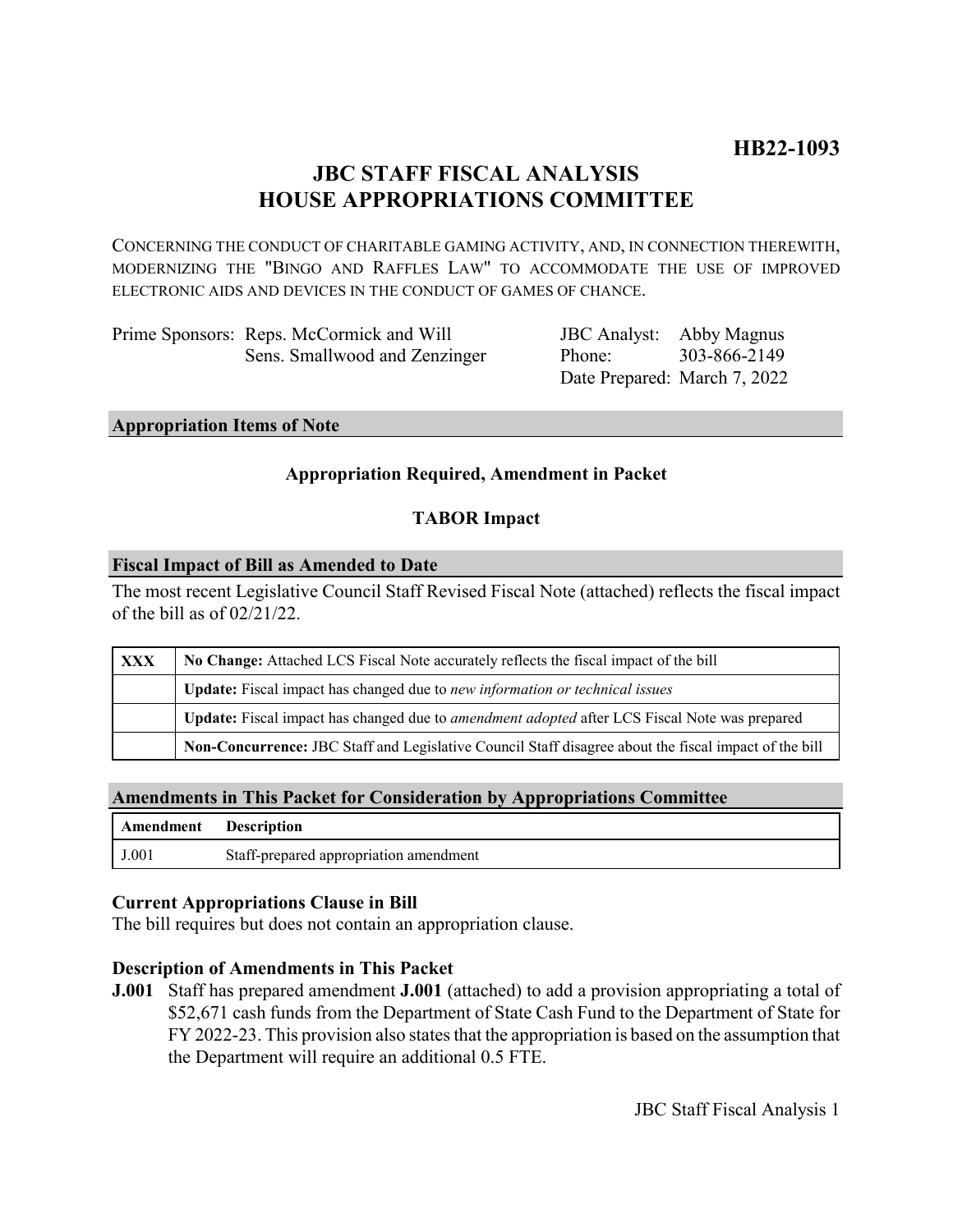**HB22-1093**

# JBC STAFF FISCAL ANALYSIS
# HOUSE APPROPRIATIONS COMMITTEE

CONCERNING THE CONDUCT OF CHARITABLE GAMING ACTIVITY, AND, IN CONNECTION THEREWITH, MODERNIZING THE "BINGO AND RAFFLES LAW" TO ACCOMMODATE THE USE OF IMPROVED ELECTRONIC AIDS AND DEVICES IN THE CONDUCT OF GAMES OF CHANCE.

| | | | |
|---|---|---|---|
| Prime Sponsors: | Reps. McCormick and Will<br>Sens. Smallwood and Zenzinger | JBC Analyst:<br>Phone:<br>Date Prepared: | Abby Magnus<br>303-866-2149<br>March 7, 2022 |

## Appropriation Items of Note

**Appropriation Required, Amendment in Packet**

**TABOR Impact**

## Fiscal Impact of Bill as Amended to Date

The most recent Legislative Council Staff Revised Fiscal Note (attached) reflects the fiscal impact of the bill as of 02/21/22.

| | |
|---|---|
| **XXX** | **No Change:** Attached LCS Fiscal Note accurately reflects the fiscal impact of the bill |
| | **Update:** Fiscal impact has changed due to *new information or technical issues* |
| | **Update:** Fiscal impact has changed due to *amendment adopted* after LCS Fiscal Note was prepared |
| | **Non-Concurrence:** JBC Staff and Legislative Council Staff disagree about the fiscal impact of the bill |

## Amendments in This Packet for Consideration by Appropriations Committee

| Amendment | Description |
|---|---|
| J.001 | Staff-prepared appropriation amendment |

### Current Appropriations Clause in Bill

The bill requires but does not contain an appropriation clause.

### Description of Amendments in This Packet

**J.001** Staff has prepared amendment **J.001** (attached) to add a provision appropriating a total of $52,671 cash funds from the Department of State Cash Fund to the Department of State for FY 2022-23. This provision also states that the appropriation is based on the assumption that the Department will require an additional 0.5 FTE.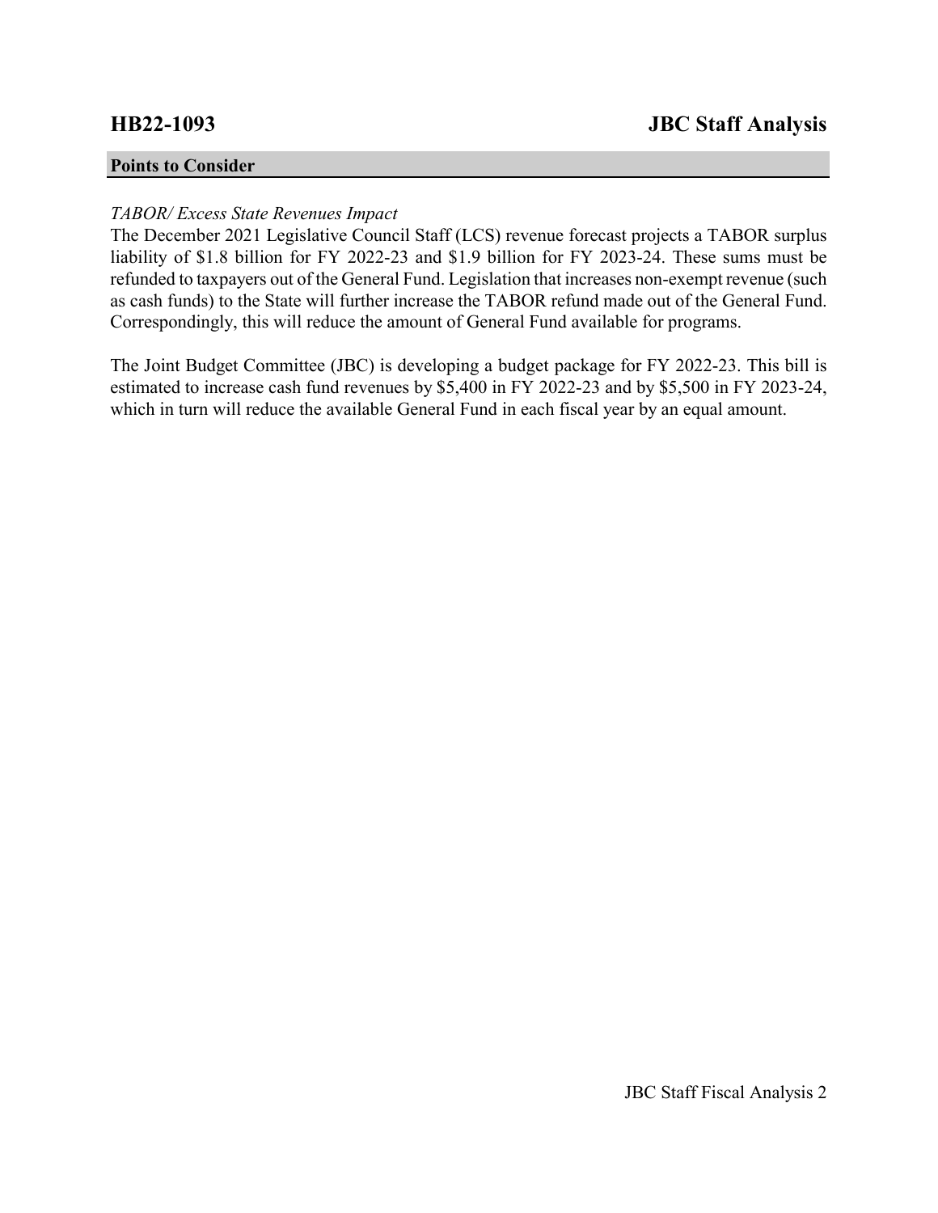## Points to Consider

*TABOR/ Excess State Revenues Impact*

The December 2021 Legislative Council Staff (LCS) revenue forecast projects a TABOR surplus liability of $1.8 billion for FY 2022-23 and $1.9 billion for FY 2023-24. These sums must be refunded to taxpayers out of the General Fund. Legislation that increases non-exempt revenue (such as cash funds) to the State will further increase the TABOR refund made out of the General Fund. Correspondingly, this will reduce the amount of General Fund available for programs.

The Joint Budget Committee (JBC) is developing a budget package for FY 2022-23. This bill is estimated to increase cash fund revenues by $5,400 in FY 2022-23 and by $5,500 in FY 2023-24, which in turn will reduce the available General Fund in each fiscal year by an equal amount.